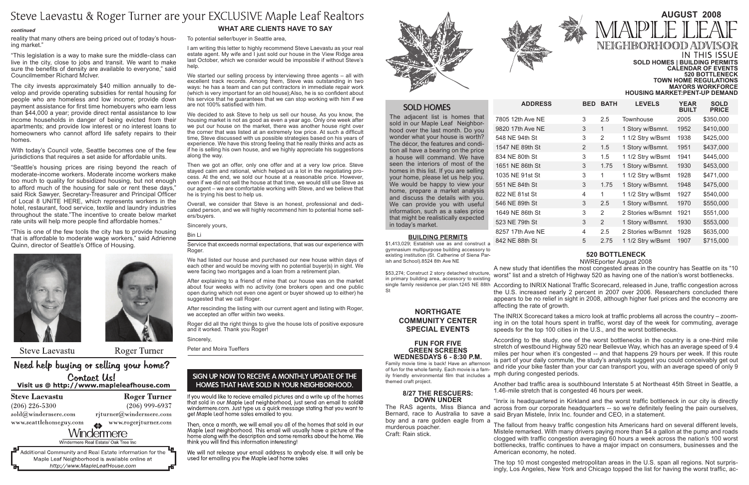# Steve Laevastu & Roger Turner are your EXCLUSIVE Maple Leaf Realtors

*continued*

reality that many others are being priced out of today's housing market."

"This legislation is a way to make sure the middle-class can live in the city, close to jobs and transit. We want to make sure the benefits of density are available to everyone," said Councilmember Richard McIver.

The city invests approximately $40 million annually to develop and provide operating subsidies for rental housing for people who are homeless and low income; provide down payment assistance for first time homebuyers who earn less than $44,000 a year; provide direct rental assistance to low income households in danger of being evicted from their apartments; and provide low interest or no interest loans to homeowners who cannot afford life safety repairs to their homes.

With today's Council vote, Seattle becomes one of the few jurisdictions that requires a set aside for affordable units.

"Seattle's housing prices are rising beyond the reach of moderate-income workers. Moderate income workers make too much to quality for subsidized housing, but not enough to afford much of the housing for sale or rent these days," said Rick Sawyer, Secretary-Treasurer and Principal Officer of Local 8 UNITE HERE, which represents workers in the hotel, restaurant, food service, textile and laundry industries throughout the state."The incentive to create below market rate units will help more people find affordable homes."

"This is one of the few tools the city has to provide housing that is affordable to moderate wage workers," said Adrienne Quinn, director of Seattle's Office of Housing.

Steve Laevastu | Roger Turner

## Need help buying or selling your home? Contact Us!

**Visit us @ http://www.mapleleafhouse.com**

| | |
|---|---|
| **Steve Laevastu** | **Roger Turner** |
| (206) 226-5300 | (206) 999-6937 |
| sold@windermere.com | rjturner@windermere.com |
| www.seattlehomeguy.com | www.rogerjturner.com |

Windermere
Windermere Real Estate/ Oak Tree Inc

Additional Community and Real Estate information for the Maple Leaf Neighborhood is available online at http://www.MapleLeafHouse.com

## WHAT ARE CLIENTS HAVE TO SAY

To potential seller/buyer in Seattle area,

I am writing this letter to highly recommend Steve Laevastu as your real estate agent. My wife and I just sold our house in the View Ridge area last October, which we consider would be impossible if without Steve's help.

We started our selling process by interviewing three agents – all with excellent track records. Among them, Steve was outstanding in two ways: he has a team and can put contractors in immediate repair work (which is very important for an old house);Also, he is so confident about his service that he guarantees that we can stop working with him if we are not 100% satisfied with him.

We decided to ask Steve to help us sell our house. As you know, the housing market is not as good as even a year ago. Only one week after we put our house on the market, there was another house right over the corner that was listed at an extremely low price. At such a difficult time, Steve discussed with us possible strategies based on his years of experience. We have this strong feeling that he really thinks and acts as if he is selling his own house, and we highly appreciate his suggestions along the way.

Then we got an offer, only one offer and at a very low price. Steve stayed calm and rational, which helped us a lot in the negotiating process. At the end, we sold our house at a reasonable price. However, even if we did not sell the house at that time, we would still use Steve as our agent – we are comfortable working with Steve, and we believe that he is trying his best to help us.

Overall, we consider that Steve is an honest, professional and dedicated person, and we will highly recommend him to potential home sellers/buyers.

Sincerely yours,

Bin Li

Service that exceeds normal expectations, that was our experience with Roger.

We had listed our house and purchased our new house within days of each other and would be moving with no potential buyer(s) in sight. We were facing two mortgages and a loan from a retirement plan.

After explaining to a friend of mine that our house was on the market about four weeks with no activity (one brokers open and one public open during which not even one agent or buyer showed up to either) he suggested that we call Roger.

After rescinding the listing with our current agent and listing with Roger, we accepted an offer within two weeks.

Roger did all the right things to give the house lots of positive exposure and it worked. Thank you Roger!

Sincerely,

Peter and Moira Tueffers

## SIGN UP NOW TO RECEIVE A MONTHLY UPDATE OF THE HOMES THAT HAVE SOLD IN YOUR NEIGHBORHOOD.

If you would like to recieve emailed pictures and a write up of the homes that sold in our Maple Leaf neighborhood, just send an email to sold@windermere.com. Just type us a quick message stating that you want to get Maple Leaf home sales emailed to you.

Then, once a month, we will email you all of the homes that sold in our Maple Leaf neighborhood. This email will usually have a picture of the home along with the description and some remarks about the home. We think you will find this information interesting!

We will not release your email address to anybody else. It will only be used for emailing you the Maple Leaf home sales

# AUGUST 2008

# MAPLE LEAF NEIGHBORHOOD ADVISOR

**IN THIS ISSUE**
**SOLD HOMES | BUILDING PERMITS**
**CALENDAR OF EVENTS**
**520 BOTTLENECK**
**TOWN HOME REGULATIONS**
**MAYORS WORKFORCE**
**HOUSING MARKET:PENT-UP DEMAND**

## SOLD HOMES

The adjacent list is homes that sold in our Maple Leaf Neighborhood over the last month. Do you wonder what your house is worth? The décor, the features and condition all have a bearing on the price a house will command. We have seen the interiors of most of the homes in this list. If you are selling your home, please let us help you. We would be happy to view your home, prepare a market analysis and discuss the details with you. We can provide you with useful information, such as a sales price that might be realistically expected in today's market.

| ADDRESS | BED | BATH | LEVELS | YEAR BUILT | SOLD PRICE |
|---|---|---|---|---|---|
| 7805 12th Ave NE | 3 | 2.5 | Townhouse | 2005 | $350,000 |
| 9820 17th Ave NE | 3 | 1 | 1 Story w/Bsmnt. | 1952 | $410,000 |
| 548 NE 94th St | 3 | 2 | 1 1/2 Stry w/Bsmt | 1938 | $425,000 |
| 1547 NE 89th St | 2 | 1.5 | 1 Story w/Bsmnt. | 1951 | $437,000 |
| 834 NE 80th St | 3 | 1.5 | 1 1/2 Stry w/Bsmt | 1941 | $445,000 |
| 1651 NE 86th St | 3 | 1.75 | 1 Story w/Bsmnt. | 1930 | $453,000 |
| 1035 NE 91st St | 3 | 1 | 1 1/2 Stry w/Bsmt | 1928 | $471,000 |
| 551 NE 84th St | 3 | 1.75 | 1 Story w/Bsmnt. | 1948 | $475,000 |
| 822 NE 81st St | 4 | 1 | 1 1/2 Stry w/Bsmt | 1927 | $540,000 |
| 546 NE 89th St | 3 | 2.5 | 1 Story w/Bsmnt. | 1970 | $550,000 |
| 1649 NE 86th St | 3 | 2 | 2 Stories w/Bsmnt | 1921 | $551,000 |
| 523 NE 79th St | 3 | 2 | 1 Story w/Bsmnt. | 1930 | $553,000 |
| 8257 17th Ave NE | 4 | 2.5 | 2 Stories w/Bsmnt | 1928 | $635,000 |
| 842 NE 88th St | 5 | 2.75 | 1 1/2 Stry w/Bsmt | 1907 | $715,000 |

### BUILDING PERMITS

$1,413,029; Establish use as and construct a gymnasium multipurpose building accessory to existing institution (St. Catherine of Siena Parish and School).8524 8th Ave NE

$53,274; Construct 2 story detached structure, in primary building area, accessory to existing single family residence per plan.1245 NE 88th St

## NORTHGATE COMMUNITY CENTER SPECIAL EVENTS

### FUN FOR FIVE GREEN SCREENS WEDNESDAYS 6 - 8:30 P.M.

Family movie time is back! Have an afternoon of fun for the whole family. Each movie is a family friendly environmental film that includes a themed craft project.

### 8/27 THE RESCUERS: DOWN UNDER

The RAS agents, Miss Bianca and Bernard, race to Australia to save a boy and a rare golden eagle from a murderous poacher.
Craft: Rain stick.

## 520 BOTTLENECK

NWREporter August 2008

A new study that identifies the most congested areas in the country has Seattle on its "10 worst" list and a stretch of Highway 520 as having one of the nation's worst bottlenecks.

According to INRIX National Traffic Scorecard, released in June, traffic congestion across the U.S. increased nearly 2 percent in 2007 over 2006. Researchers concluded there appears to be no relief in sight in 2008, although higher fuel prices and the economy are affecting the rate of growth.

The INRIX Scorecard takes a micro look at traffic problems all across the country – zooming in on the total hours spent in traffic, worst day of the week for commuting, average speeds for the top 100 cities in the U.S., and the worst bottlenecks.

According to the study, one of the worst bottlenecks in the country is a one-third mile stretch of westbound Highway 520 near Bellevue Way, which has an average speed of 9.4 miles per hour when it's congested -- and that happens 29 hours per week. If this route is part of your daily commute, the study's analysts suggest you could conceivably get out and ride your bike faster than your car can transport you, with an average speed of only 9 mph during congested periods.

Another bad traffic area is southbound Interstate 5 at Northeast 45th Street in Seattle, a 1.46-mile stretch that is congested 46 hours per week.

"Inrix is headquartered in Kirkland and the worst traffic bottleneck in our city is directly across from our corporate headquarters -- so we're definitely feeling the pain ourselves, said Bryan Mistele, Inrix Inc. founder and CEO, in a statement.

The fallout from heavy traffic congestion hits Americans hard on several different levels, Mistele remarked. With many drivers paying more than $4 a gallon at the pump and roads clogged with traffic congestion averaging 60 hours a week across the nation's 100 worst bottlenecks, traffic continues to have a major impact on consumers, businesses and the American economy, he noted.

The top 10 most congested metropolitan areas in the U.S. span all regions. Not surprisingly, Los Angeles, New York and Chicago topped the list for having the worst traffic, ac-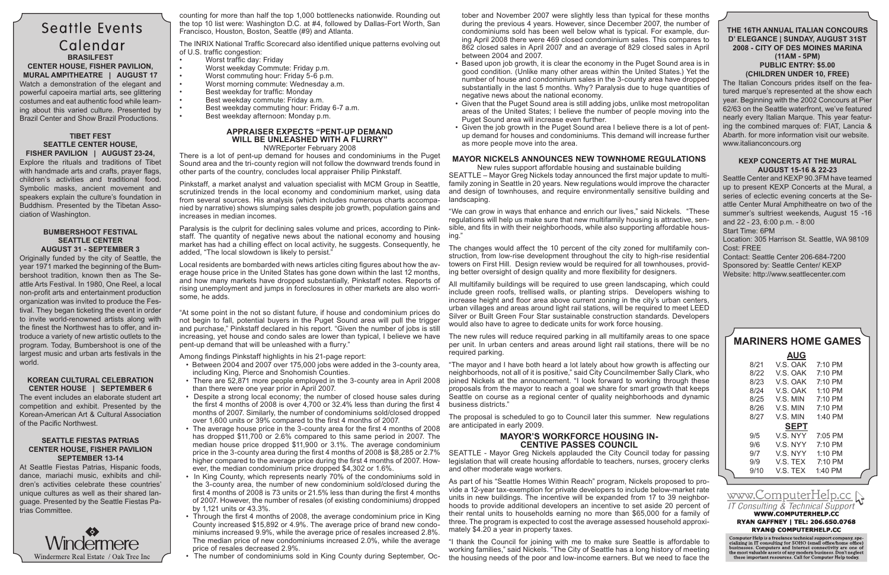# Seattle Events Calendar

### BRASILFEST
### CENTER HOUSE, FISHER PAVILION, MURAL AMPITHEATRE | AUGUST 17

Watch a demonstration of the elegant and powerful capoeira martial arts, see glittering costumes and eat authentic food while learning about this varied culture. Presented by Brazil Center and Show Brazil Productions.

### TIBET FEST
### SEATTLE CENTER HOUSE, FISHER PAVILION | AUGUST 23-24,

Explore the rituals and traditions of Tibet with handmade arts and crafts, prayer flags, children's activities and traditional food. Symbolic masks, ancient movement and speakers explain the culture's foundation in Buddhism. Presented by the Tibetan Association of Washington.

### BUMBERSHOOT FESTIVAL
### SEATTLE CENTER
### AUGUST 31 - SEPTEMBER 3

Originally funded by the city of Seattle, the year 1971 marked the beginning of the Bumbershoot tradition, known then as The Seattle Arts Festival. In 1980, One Reel, a local non-profit arts and entertainment production organization was invited to produce the Festival. They began ticketing the event in order to invite world-renowned artists along with the finest the Northwest has to offer, and introduce a variety of new artistic outlets to the program. Today, Bumbershoot is one of the largest music and urban arts festivals in the world.

### KOREAN CULTURAL CELEBRATION
### CENTER HOUSE | SEPTEMBER 6

The event includes an elaborate student art competition and exhibit. Presented by the Korean-American Art & Cultural Association of the Pacific Northwest.

### SEATTLE FIESTAS PATRIAS
### CENTER HOUSE, FISHER PAVILION
### SEPTEMBER 13-14

At Seattle Fiestas Patrias, Hispanic foods, dance, mariachi music, exhibits and children's activities celebrate these countries' unique cultures as well as their shared language. Presented by the Seattle Fiestas Patrias Committee.

Windermere

Windermere Real Estate / Oak Tree Inc

counting for more than half the top 1,000 bottlenecks nationwide. Rounding out the top 10 list were: Washington D.C. at #4, followed by Dallas-Fort Worth, San Francisco, Houston, Boston, Seattle (#9) and Atlanta.

The INRIX National Traffic Scorecard also identified unique patterns evolving out of U.S. traffic congestion:

- Worst traffic day: Friday
- Worst weekday Commute: Friday p.m.
- Worst commuting hour: Friday 5-6 p.m.
- Worst morning commute: Wednesday a.m.
- Best weekday for traffic: Monday
- Best weekday commute: Friday a.m.
- Best weekday commuting hour: Friday 6-7 a.m.
- Best weekday afternoon: Monday p.m.

## APPRAISER EXPECTS "PENT-UP DEMAND WILL BE UNLEASHED WITH A FLURRY"

NWREporter February 2008

There is a lot of pent-up demand for houses and condominiums in the Puget Sound area and the tri-county region will not follow the downward trends found in other parts of the country, concludes local appraiser Philip Pinkstaff.

Pinkstaff, a market analyst and valuation specialist with MCM Group in Seattle, scrutinized trends in the local economy and condominium market, using data from several sources. His analysis (which includes numerous charts accompanied by narrative) shows slumping sales despite job growth, population gains and increases in median incomes.

Paralysis is the culprit for declining sales volume and prices, according to Pinkstaff. The quantity of negative news about the national economy and housing market has had a chilling effect on local activity, he suggests. Consequently, he added, "The local slowdown is likely to persist."

Local residents are bombarded with news articles citing figures about how the average house price in the United States has gone down within the last 12 months, and how many markets have dropped substantially, Pinkstaff notes. Reports of rising unemployment and jumps in foreclosures in other markets are also worrisome, he adds.

"At some point in the not so distant future, if house and condominium prices do not begin to fall, potential buyers in the Puget Sound area will pull the trigger and purchase," Pinkstaff declared in his report. "Given the number of jobs is still increasing, yet house and condo sales are lower than typical, I believe we have pent-up demand that will be unleashed with a flurry."

Among findings Pinkstaff highlights in his 21-page report:

- Between 2004 and 2007 over 175,000 jobs were added in the 3-county area, including King, Pierce and Snohomish Counties.
- There are 52,871 more people employed in the 3-county area in April 2008 than there were one year prior in April 2007.
- Despite a strong local economy; the number of closed house sales during the first 4 months of 2008 is over 4,700 or 32.4% less than during the first 4 months of 2007. Similarly, the number of condominiums sold/closed dropped over 1,600 units or 39% compared to the first 4 months of 2007.
- The average house price in the 3-county area for the first 4 months of 2008 has dropped \$11,700 or 2.6% compared to this same period in 2007. The median house price dropped \$11,900 or 3.1%. The average condominium price in the 3-county area during the first 4 months of 2008 is \$8,285 or 2.7% higher compared to the average price during the first 4 months of 2007. However, the median condominium price dropped \$4,302 or 1.6%.
- In King County, which represents nearly 70% of the condominiums sold in the 3-county area, the number of new condominium sold/closed during the first 4 months of 2008 is 73 units or 21.5% less than during the first 4 months of 2007. However, the number of resales (of existing condominiums) dropped by 1,121 units or 43.3%.
- Through the first 4 months of 2008, the average condominium price in King County increased \$15,892 or 4.9%. The average price of brand new condominiums increased 9.9%, while the average price of resales increased 2.8%. The median price of new condominiums increased 2.0%, while the average price of resales decreased 2.9%.
- The number of condominiums sold in King County during September, October and November 2007 were slightly less than typical for these months during the previous 4 years. However, since December 2007, the number of condominiums sold has been well below what is typical. For example, during April 2008 there were 469 closed condominium sales. This compares to 862 closed sales in April 2007 and an average of 829 closed sales in April between 2004 and 2007.
- Based upon job growth, it is clear the economy in the Puget Sound area is in good condition. (Unlike many other areas within the United States.) Yet the number of house and condominium sales in the 3-county area have dropped substantially in the last 5 months. Why? Paralysis due to huge quantities of negative news about the national economy.
- Given that the Puget Sound area is still adding jobs, unlike most metropolitan areas of the United States; I believe the number of people moving into the Puget Sound area will increase even further.
- Given the job growth in the Puget Sound area I believe there is a lot of pent-up demand for houses and condominiums. This demand will increase further as more people move into the area.

## MAYOR NICKELS ANNOUNCES NEW TOWNHOME REGULATIONS

New rules support affordable housing and sustainable building

SEATTLE – Mayor Greg Nickels today announced the first major update to multifamily zoning in Seattle in 20 years. New regulations would improve the character and design of townhouses, and require environmentally sensitive building and landscaping.

"We can grow in ways that enhance and enrich our lives," said Nickels. "These regulations will help us make sure that new multifamily housing is attractive, sensible, and fits in with their neighborhoods, while also supporting affordable housing."

The changes would affect the 10 percent of the city zoned for multifamily construction, from low-rise development throughout the city to high-rise residential towers on First Hill. Design review would be required for all townhouses, providing better oversight of design quality and more flexibility for designers.

All multifamily buildings will be required to use green landscaping, which could include green roofs, trellised walls, or planting strips. Developers wishing to increase height and floor area above current zoning in the city's urban centers, urban villages and areas around light rail stations, will be required to meet LEED Silver or Built Green Four Star sustainable construction standards. Developers would also have to agree to dedicate units for work force housing.

The new rules will reduce required parking in all multifamily areas to one space per unit. In urban centers and areas around light rail stations, there will be no required parking.

"The mayor and I have both heard a lot lately about how growth is affecting our neighborhoods, not all of it is positive," said City Councilmember Sally Clark, who joined Nickels at the announcement. "I look forward to working through these proposals from the mayor to reach a goal we share for smart growth that keeps Seattle on course as a regional center of quality neighborhoods and dynamic business districts."

The proposal is scheduled to go to Council later this summer. New regulations are anticipated in early 2009.

## MAYOR'S WORKFORCE HOUSING INCENTIVE PASSES COUNCIL

SEATTLE - Mayor Greg Nickels applauded the City Council today for passing legislation that will create housing affordable to teachers, nurses, grocery clerks and other moderate wage workers.

As part of his "Seattle Homes Within Reach" program, Nickels proposed to provide a 12-year tax-exemption for private developers to include below-market rate units in new buildings. The incentive will be expanded from 17 to 39 neighborhoods to provide additional developers an incentive to set aside 20 percent of their rental units to households earning no more than \$65,000 for a family of three. The program is expected to cost the average assessed household approximately \$4.20 a year in property taxes.

"I thank the Council for joining with me to make sure Seattle is affordable to working families," said Nickels. "The City of Seattle has a long history of meeting the housing needs of the poor and low-income earners. But we need to face the

### THE 16TH ANNUAL ITALIAN CONCOURS D' ELEGANCE | SUNDAY, AUGUST 31ST 2008 - CITY OF DES MOINES MARINA (11AM - 5PM)
### PUBLIC ENTRY: \$5.00 (CHILDREN UNDER 10, FREE)

The Italian Concours prides itself on the featured marque's represented at the show each year. Beginning with the 2002 Concours at Pier 62/63 on the Seattle waterfront, we've featured nearly every Italian Marque. This year featuring the combined marques of: FIAT, Lancia & Abarth. for more information visit our website. www.italianconcours.org

### KEXP CONCERTS AT THE MURAL
### AUGUST 15-16 & 22-23

Seattle Center and KEXP 90.3FM have teamed up to present KEXP Concerts at the Mural, a series of eclectic evening concerts at the Seattle Center Mural Amphitheatre on two of the summer's sultriest weekends, August 15 -16 and 22 - 23, 6:00 p.m. - 8:00

Start Time: 6PM

Location: 305 Harrison St. Seattle, WA 98109

Cost: FREE

Contact: Seattle Center 206-684-7200

Sponsored by: Seattle Center/ KEXP

Website: http://www.seattlecenter.com

## MARINERS HOME GAMES

| | | |
|---|---|---|
| **AUG** | | |
| 8/21 | V.S. OAK | 7:10 PM |
| 8/22 | V.S. OAK | 7:10 PM |
| 8/23 | V.S. OAK | 7:10 PM |
| 8/24 | V.S. OAK | 1:10 PM |
| 8/25 | V.S. MIN | 7:10 PM |
| 8/26 | V.S. MIN | 7:10 PM |
| 8/27 | V.S. MIN | 1:40 PM |
| **SEPT** | | |
| 9/5 | V.S. NYY | 7:05 PM |
| 9/6 | V.S. NYY | 7:10 PM |
| 9/7 | V.S. NYY | 1:10 PM |
| 9/9 | V.S. TEX | 7:10 PM |
| 9/10 | V.S. TEX | 1:40 PM |

www.ComputerHelp.cc

*IT Consulting & Technical Support*

**WWW.COMPUTERHELP.CC**

**RYAN GAFFNEY | TEL: 206.650.0768**

**RYAN@ COMPUTERHELP.CC**

Computer Help is a freelance technical support company, specializing in IT consulting for SOHO (small office/home office) businesses. Computers and Internet connectivity are one of the most valuable assets of any modern business. Don't neglect these important resources. Call for Computer Help today.